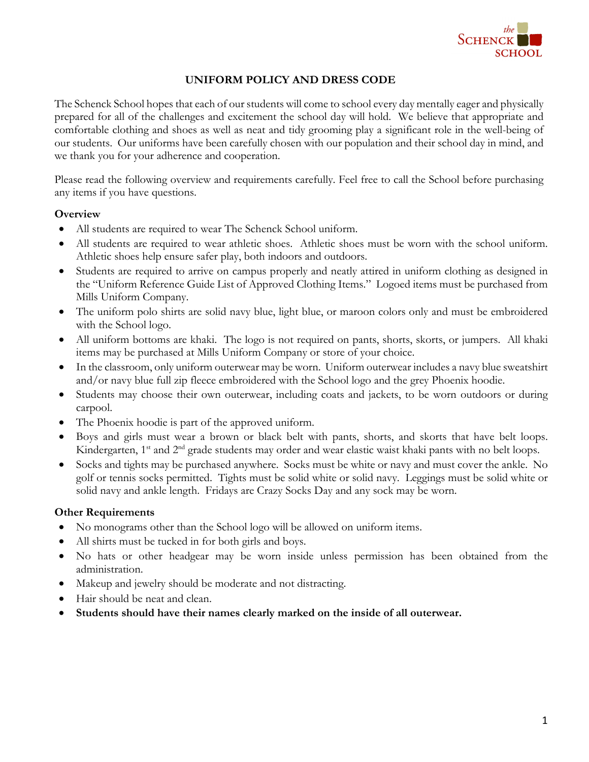# UNIFORM POLICY AND DRESS CODE

The Schenck School hopes that each of our students will come to school every day mentally eager and physically prepared for all of the challenges and excitement the school day will hold. We believe that appropriate and comfortable clothing and shoes as well as neat and tidy grooming play a significant role in the well-being of our students. Our uniforms have been carefully chosen with our population and their school day in mind, and we thank you for your adherence and cooperation.

Please read the following overview and requirements carefully. Feel free to call the School before purchasing any items if you have questions.

### Overview

- All students are required to wear The Schenck School uniform.
- All students are required to wear athletic shoes. Athletic shoes must be worn with the school uniform. Athletic shoes help ensure safer play, both indoors and outdoors.
- Students are required to arrive on campus properly and neatly attired in uniform clothing as designed in the "Uniform Reference Guide List of Approved Clothing Items." Logoed items must be purchased from Mills Uniform Company.
- The uniform polo shirts are solid navy blue, light blue, or maroon colors only and must be embroidered with the School logo.
- All uniform bottoms are khaki. The logo is not required on pants, shorts, skorts, or jumpers. All khaki items may be purchased at Mills Uniform Company or store of your choice.
- In the classroom, only uniform outerwear may be worn. Uniform outerwear includes a navy blue sweatshirt and/or navy blue full zip fleece embroidered with the School logo and the grey Phoenix hoodie.
- Students may choose their own outerwear, including coats and jackets, to be worn outdoors or during carpool.
- The Phoenix hoodie is part of the approved uniform.
- Boys and girls must wear a brown or black belt with pants, shorts, and skorts that have belt loops. Kindergarten, 1st and 2nd grade students may order and wear elastic waist khaki pants with no belt loops.
- Socks and tights may be purchased anywhere. Socks must be white or navy and must cover the ankle. No golf or tennis socks permitted. Tights must be solid white or solid navy. Leggings must be solid white or solid navy and ankle length. Fridays are Crazy Socks Day and any sock may be worn.

### Other Requirements

- No monograms other than the School logo will be allowed on uniform items.
- All shirts must be tucked in for both girls and boys.
- No hats or other headgear may be worn inside unless permission has been obtained from the administration.
- Makeup and jewelry should be moderate and not distracting.
- Hair should be neat and clean.
- **Students should have their names clearly marked on the inside of all outerwear.**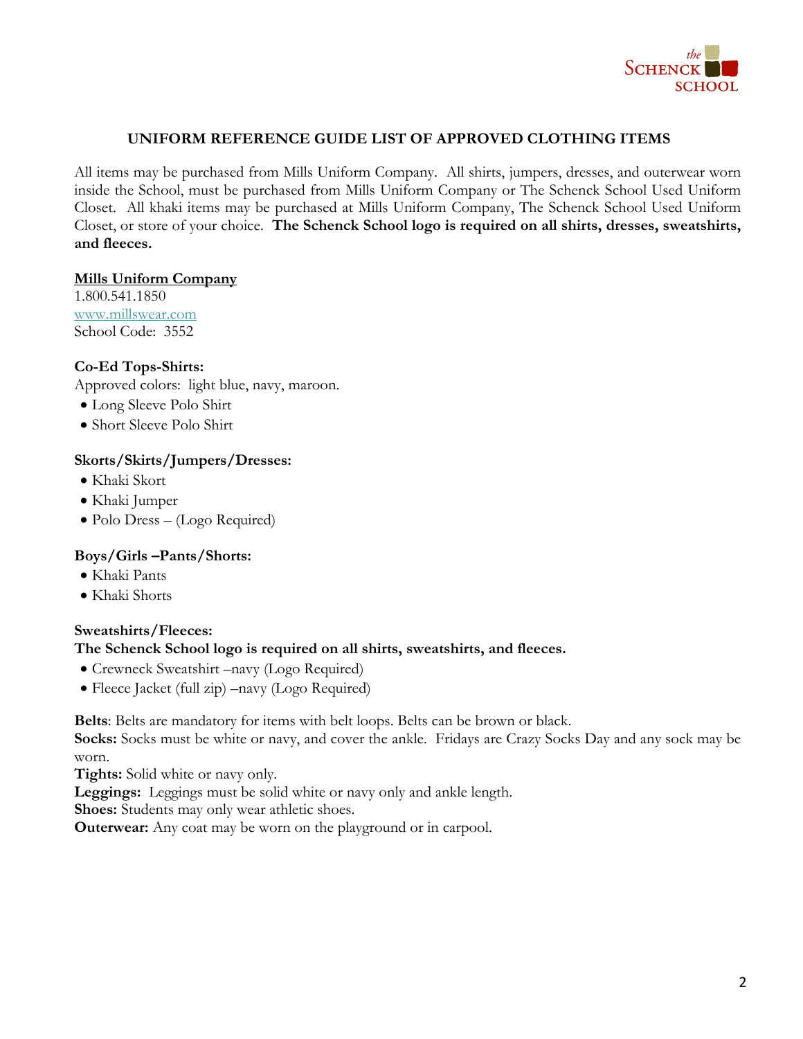## UNIFORM REFERENCE GUIDE LIST OF APPROVED CLOTHING ITEMS

All items may be purchased from Mills Uniform Company. All shirts, jumpers, dresses, and outerwear worn inside the School, must be purchased from Mills Uniform Company or The Schenck School Used Uniform Closet. All khaki items may be purchased at Mills Uniform Company, The Schenck School Used Uniform Closet, or store of your choice. **The Schenck School logo is required on all shirts, dresses, sweatshirts, and fleeces.**

**Mills Uniform Company**
1.800.541.1850
www.millswear.com
School Code: 3552

**Co-Ed Tops-Shirts:**
Approved colors: light blue, navy, maroon.

- Long Sleeve Polo Shirt
- Short Sleeve Polo Shirt

**Skorts/Skirts/Jumpers/Dresses:**

- Khaki Skort
- Khaki Jumper
- Polo Dress – (Logo Required)

**Boys/Girls –Pants/Shorts:**

- Khaki Pants
- Khaki Shorts

**Sweatshirts/Fleeces:**
**The Schenck School logo is required on all shirts, sweatshirts, and fleeces.**

- Crewneck Sweatshirt –navy (Logo Required)
- Fleece Jacket (full zip) –navy (Logo Required)

**Belts**: Belts are mandatory for items with belt loops. Belts can be brown or black.
**Socks:** Socks must be white or navy, and cover the ankle. Fridays are Crazy Socks Day and any sock may be worn.
**Tights:** Solid white or navy only.
**Leggings:** Leggings must be solid white or navy only and ankle length.
**Shoes:** Students may only wear athletic shoes.
**Outerwear:** Any coat may be worn on the playground or in carpool.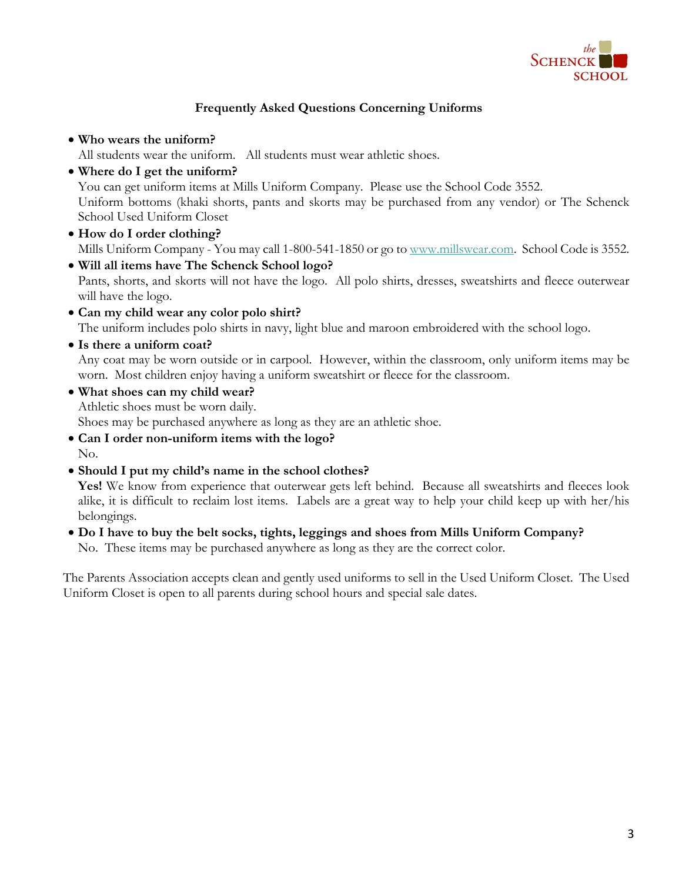### Frequently Asked Questions Concerning Uniforms

- **Who wears the uniform?**
  All students wear the uniform. All students must wear athletic shoes.
- **Where do I get the uniform?**
  You can get uniform items at Mills Uniform Company. Please use the School Code 3552.
  Uniform bottoms (khaki shorts, pants and skorts may be purchased from any vendor) or The Schenck School Used Uniform Closet
- **How do I order clothing?**
  Mills Uniform Company - You may call 1-800-541-1850 or go to www.millswear.com. School Code is 3552.
- **Will all items have The Schenck School logo?**
  Pants, shorts, and skorts will not have the logo. All polo shirts, dresses, sweatshirts and fleece outerwear will have the logo.
- **Can my child wear any color polo shirt?**
  The uniform includes polo shirts in navy, light blue and maroon embroidered with the school logo.
- **Is there a uniform coat?**
  Any coat may be worn outside or in carpool. However, within the classroom, only uniform items may be worn. Most children enjoy having a uniform sweatshirt or fleece for the classroom.
- **What shoes can my child wear?**
  Athletic shoes must be worn daily.
  Shoes may be purchased anywhere as long as they are an athletic shoe.
- **Can I order non-uniform items with the logo?**
  No.
- **Should I put my child's name in the school clothes?**
  **Yes!** We know from experience that outerwear gets left behind. Because all sweatshirts and fleeces look alike, it is difficult to reclaim lost items. Labels are a great way to help your child keep up with her/his belongings.
- **Do I have to buy the belt socks, tights, leggings and shoes from Mills Uniform Company?**
  No. These items may be purchased anywhere as long as they are the correct color.

The Parents Association accepts clean and gently used uniforms to sell in the Used Uniform Closet. The Used Uniform Closet is open to all parents during school hours and special sale dates.